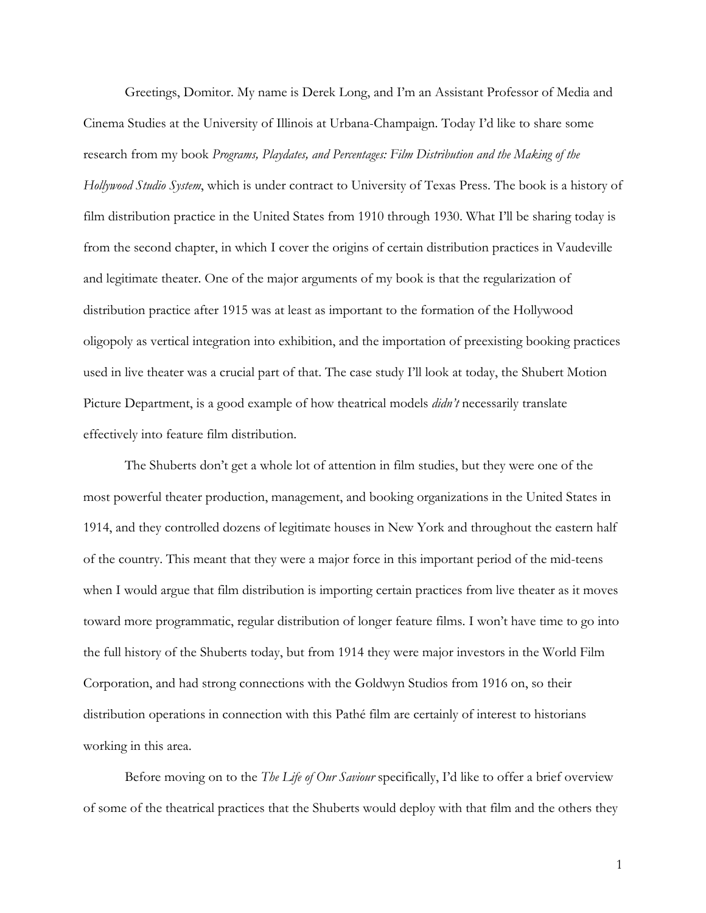Greetings, Domitor. My name is Derek Long, and I'm an Assistant Professor of Media and Cinema Studies at the University of Illinois at Urbana-Champaign. Today I'd like to share some research from my book *Programs, Playdates, and Percentages: Film Distribution and the Making of the Hollywood Studio System*, which is under contract to University of Texas Press. The book is a history of film distribution practice in the United States from 1910 through 1930. What I'll be sharing today is from the second chapter, in which I cover the origins of certain distribution practices in Vaudeville and legitimate theater. One of the major arguments of my book is that the regularization of distribution practice after 1915 was at least as important to the formation of the Hollywood oligopoly as vertical integration into exhibition, and the importation of preexisting booking practices used in live theater was a crucial part of that. The case study I'll look at today, the Shubert Motion Picture Department, is a good example of how theatrical models *didn't* necessarily translate effectively into feature film distribution.

The Shuberts don't get a whole lot of attention in film studies, but they were one of the most powerful theater production, management, and booking organizations in the United States in 1914, and they controlled dozens of legitimate houses in New York and throughout the eastern half of the country. This meant that they were a major force in this important period of the mid-teens when I would argue that film distribution is importing certain practices from live theater as it moves toward more programmatic, regular distribution of longer feature films. I won't have time to go into the full history of the Shuberts today, but from 1914 they were major investors in the World Film Corporation, and had strong connections with the Goldwyn Studios from 1916 on, so their distribution operations in connection with this Pathé film are certainly of interest to historians working in this area.

Before moving on to the *The Life of Our Saviour* specifically, I'd like to offer a brief overview of some of the theatrical practices that the Shuberts would deploy with that film and the others they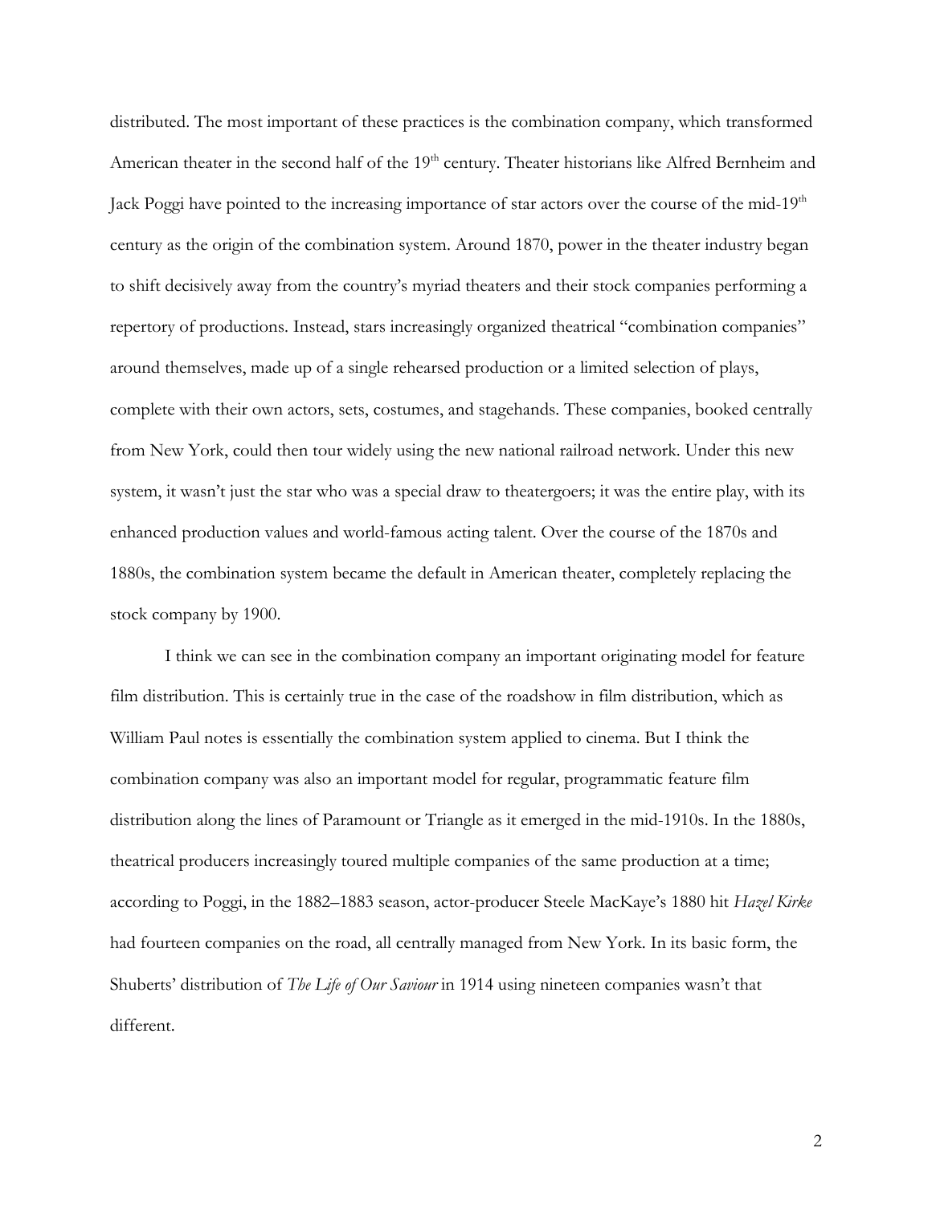distributed. The most important of these practices is the combination company, which transformed American theater in the second half of the 19th century. Theater historians like Alfred Bernheim and Jack Poggi have pointed to the increasing importance of star actors over the course of the mid-19th century as the origin of the combination system. Around 1870, power in the theater industry began to shift decisively away from the country's myriad theaters and their stock companies performing a repertory of productions. Instead, stars increasingly organized theatrical "combination companies" around themselves, made up of a single rehearsed production or a limited selection of plays, complete with their own actors, sets, costumes, and stagehands. These companies, booked centrally from New York, could then tour widely using the new national railroad network. Under this new system, it wasn't just the star who was a special draw to theatergoers; it was the entire play, with its enhanced production values and world-famous acting talent. Over the course of the 1870s and 1880s, the combination system became the default in American theater, completely replacing the stock company by 1900.

I think we can see in the combination company an important originating model for feature film distribution. This is certainly true in the case of the roadshow in film distribution, which as William Paul notes is essentially the combination system applied to cinema. But I think the combination company was also an important model for regular, programmatic feature film distribution along the lines of Paramount or Triangle as it emerged in the mid-1910s. In the 1880s, theatrical producers increasingly toured multiple companies of the same production at a time; according to Poggi, in the 1882–1883 season, actor-producer Steele MacKaye's 1880 hit *Hazel Kirke* had fourteen companies on the road, all centrally managed from New York. In its basic form, the Shuberts' distribution of *The Life of Our Saviour* in 1914 using nineteen companies wasn't that different.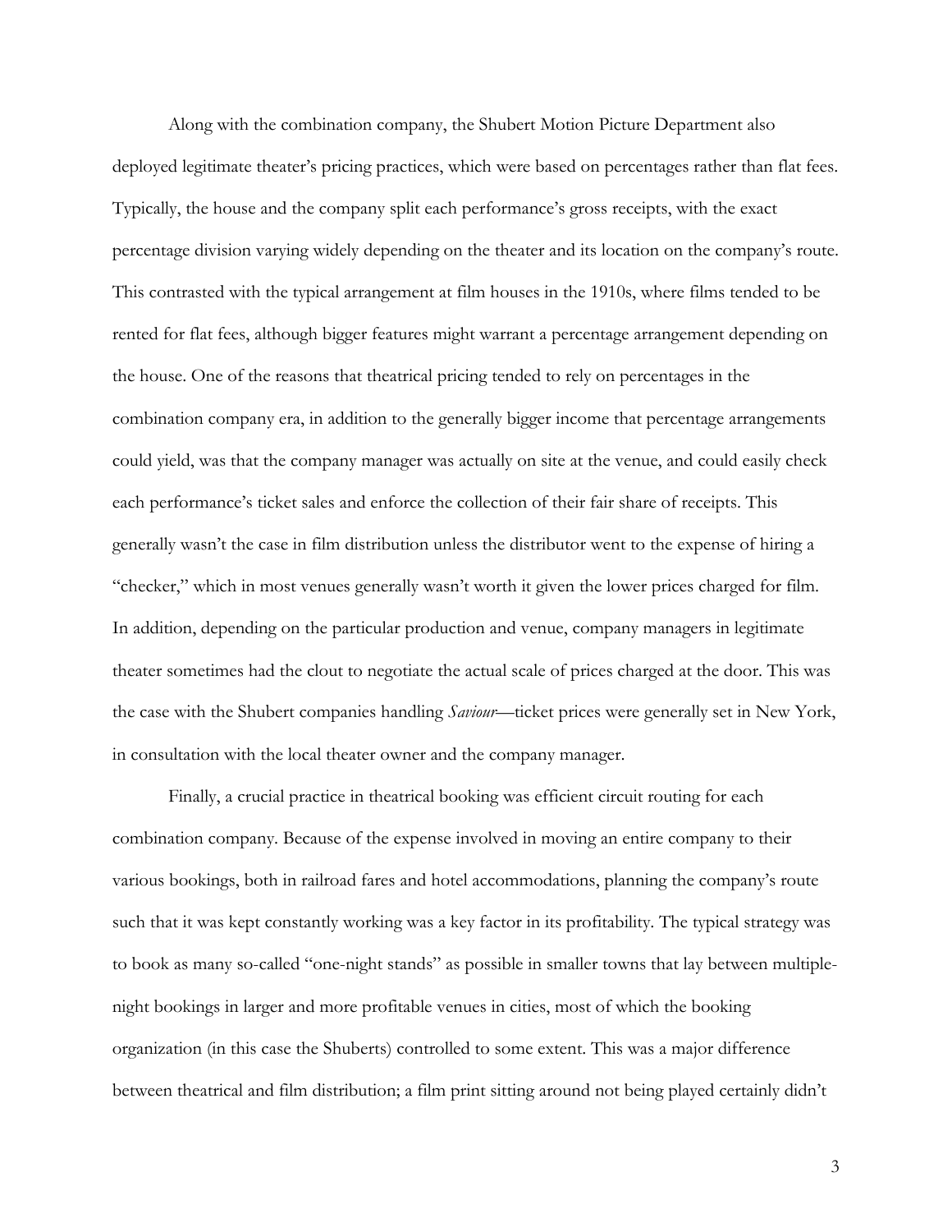Along with the combination company, the Shubert Motion Picture Department also deployed legitimate theater's pricing practices, which were based on percentages rather than flat fees. Typically, the house and the company split each performance's gross receipts, with the exact percentage division varying widely depending on the theater and its location on the company's route. This contrasted with the typical arrangement at film houses in the 1910s, where films tended to be rented for flat fees, although bigger features might warrant a percentage arrangement depending on the house. One of the reasons that theatrical pricing tended to rely on percentages in the combination company era, in addition to the generally bigger income that percentage arrangements could yield, was that the company manager was actually on site at the venue, and could easily check each performance's ticket sales and enforce the collection of their fair share of receipts. This generally wasn't the case in film distribution unless the distributor went to the expense of hiring a "checker," which in most venues generally wasn't worth it given the lower prices charged for film. In addition, depending on the particular production and venue, company managers in legitimate theater sometimes had the clout to negotiate the actual scale of prices charged at the door. This was the case with the Shubert companies handling *Saviour*—ticket prices were generally set in New York, in consultation with the local theater owner and the company manager.

Finally, a crucial practice in theatrical booking was efficient circuit routing for each combination company. Because of the expense involved in moving an entire company to their various bookings, both in railroad fares and hotel accommodations, planning the company's route such that it was kept constantly working was a key factor in its profitability. The typical strategy was to book as many so-called "one-night stands" as possible in smaller towns that lay between multiple-night bookings in larger and more profitable venues in cities, most of which the booking organization (in this case the Shuberts) controlled to some extent. This was a major difference between theatrical and film distribution; a film print sitting around not being played certainly didn't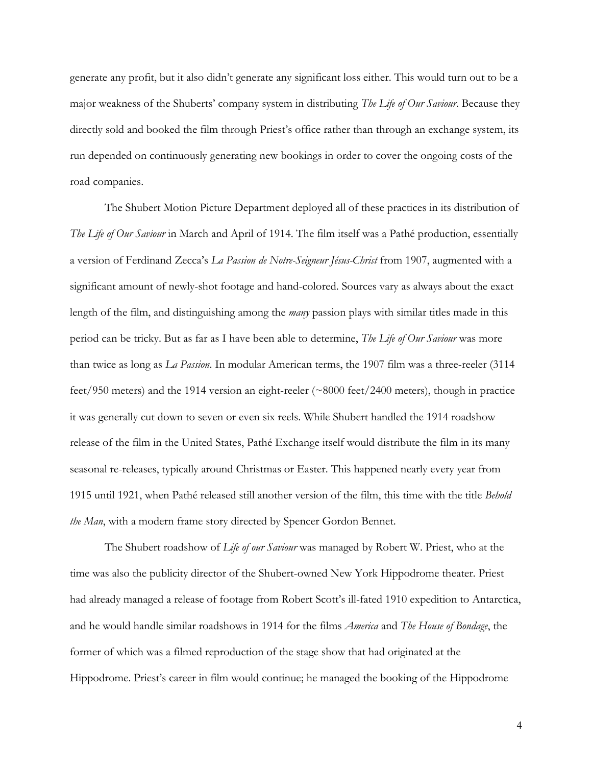generate any profit, but it also didn't generate any significant loss either. This would turn out to be a major weakness of the Shuberts' company system in distributing *The Life of Our Saviour*. Because they directly sold and booked the film through Priest's office rather than through an exchange system, its run depended on continuously generating new bookings in order to cover the ongoing costs of the road companies.

The Shubert Motion Picture Department deployed all of these practices in its distribution of *The Life of Our Saviour* in March and April of 1914. The film itself was a Pathé production, essentially a version of Ferdinand Zecca's *La Passion de Notre-Seigneur Jésus-Christ* from 1907, augmented with a significant amount of newly-shot footage and hand-colored. Sources vary as always about the exact length of the film, and distinguishing among the *many* passion plays with similar titles made in this period can be tricky. But as far as I have been able to determine, *The Life of Our Saviour* was more than twice as long as *La Passion*. In modular American terms, the 1907 film was a three-reeler (3114 feet/950 meters) and the 1914 version an eight-reeler (~8000 feet/2400 meters), though in practice it was generally cut down to seven or even six reels. While Shubert handled the 1914 roadshow release of the film in the United States, Pathé Exchange itself would distribute the film in its many seasonal re-releases, typically around Christmas or Easter. This happened nearly every year from 1915 until 1921, when Pathé released still another version of the film, this time with the title *Behold the Man*, with a modern frame story directed by Spencer Gordon Bennet.

The Shubert roadshow of *Life of our Saviour* was managed by Robert W. Priest, who at the time was also the publicity director of the Shubert-owned New York Hippodrome theater. Priest had already managed a release of footage from Robert Scott's ill-fated 1910 expedition to Antarctica, and he would handle similar roadshows in 1914 for the films *America* and *The House of Bondage*, the former of which was a filmed reproduction of the stage show that had originated at the Hippodrome. Priest's career in film would continue; he managed the booking of the Hippodrome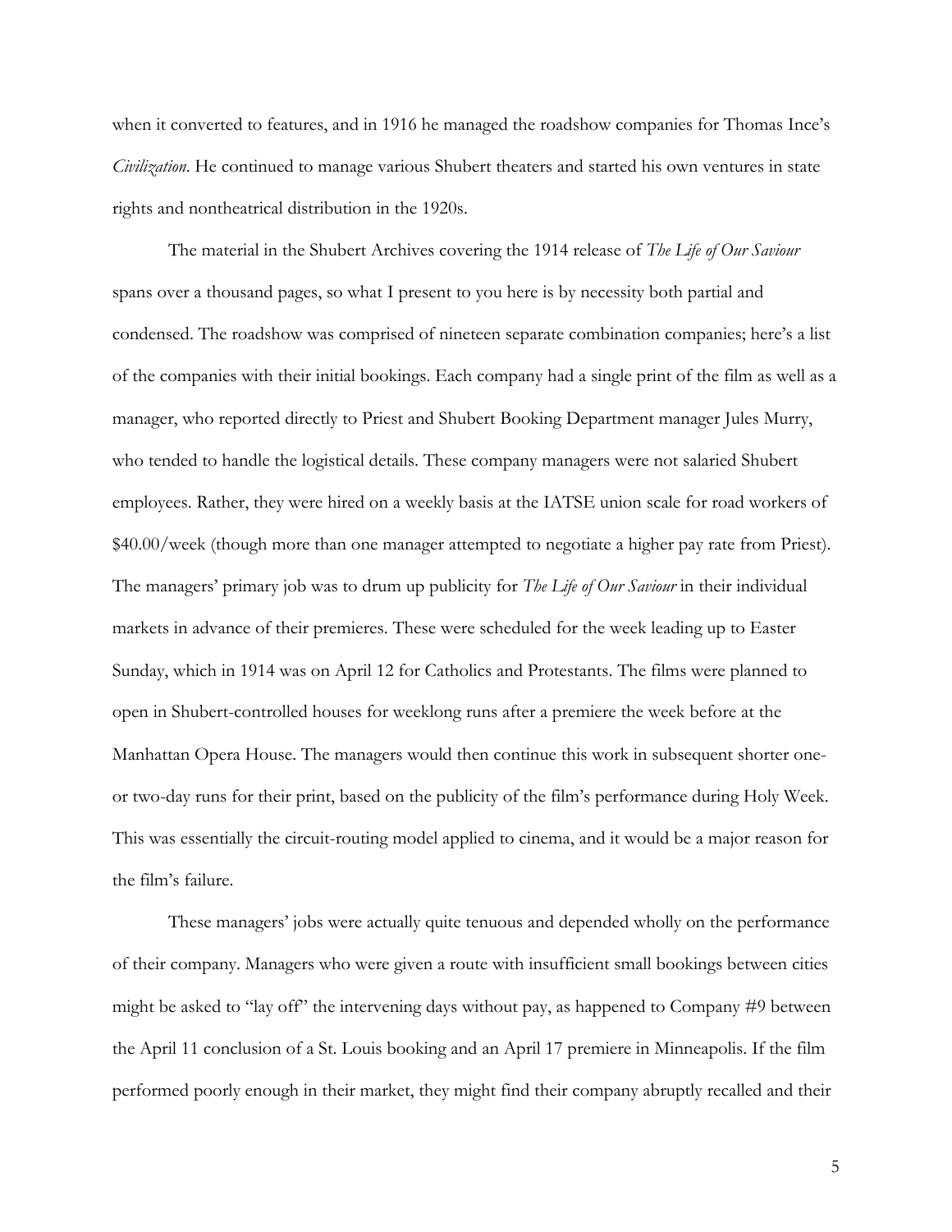when it converted to features, and in 1916 he managed the roadshow companies for Thomas Ince's *Civilization*. He continued to manage various Shubert theaters and started his own ventures in state rights and nontheatrical distribution in the 1920s.

The material in the Shubert Archives covering the 1914 release of *The Life of Our Saviour* spans over a thousand pages, so what I present to you here is by necessity both partial and condensed. The roadshow was comprised of nineteen separate combination companies; here's a list of the companies with their initial bookings. Each company had a single print of the film as well as a manager, who reported directly to Priest and Shubert Booking Department manager Jules Murry, who tended to handle the logistical details. These company managers were not salaried Shubert employees. Rather, they were hired on a weekly basis at the IATSE union scale for road workers of $40.00/week (though more than one manager attempted to negotiate a higher pay rate from Priest). The managers' primary job was to drum up publicity for *The Life of Our Saviour* in their individual markets in advance of their premieres. These were scheduled for the week leading up to Easter Sunday, which in 1914 was on April 12 for Catholics and Protestants. The films were planned to open in Shubert-controlled houses for weeklong runs after a premiere the week before at the Manhattan Opera House. The managers would then continue this work in subsequent shorter one- or two-day runs for their print, based on the publicity of the film's performance during Holy Week. This was essentially the circuit-routing model applied to cinema, and it would be a major reason for the film's failure.

These managers' jobs were actually quite tenuous and depended wholly on the performance of their company. Managers who were given a route with insufficient small bookings between cities might be asked to "lay off" the intervening days without pay, as happened to Company #9 between the April 11 conclusion of a St. Louis booking and an April 17 premiere in Minneapolis. If the film performed poorly enough in their market, they might find their company abruptly recalled and their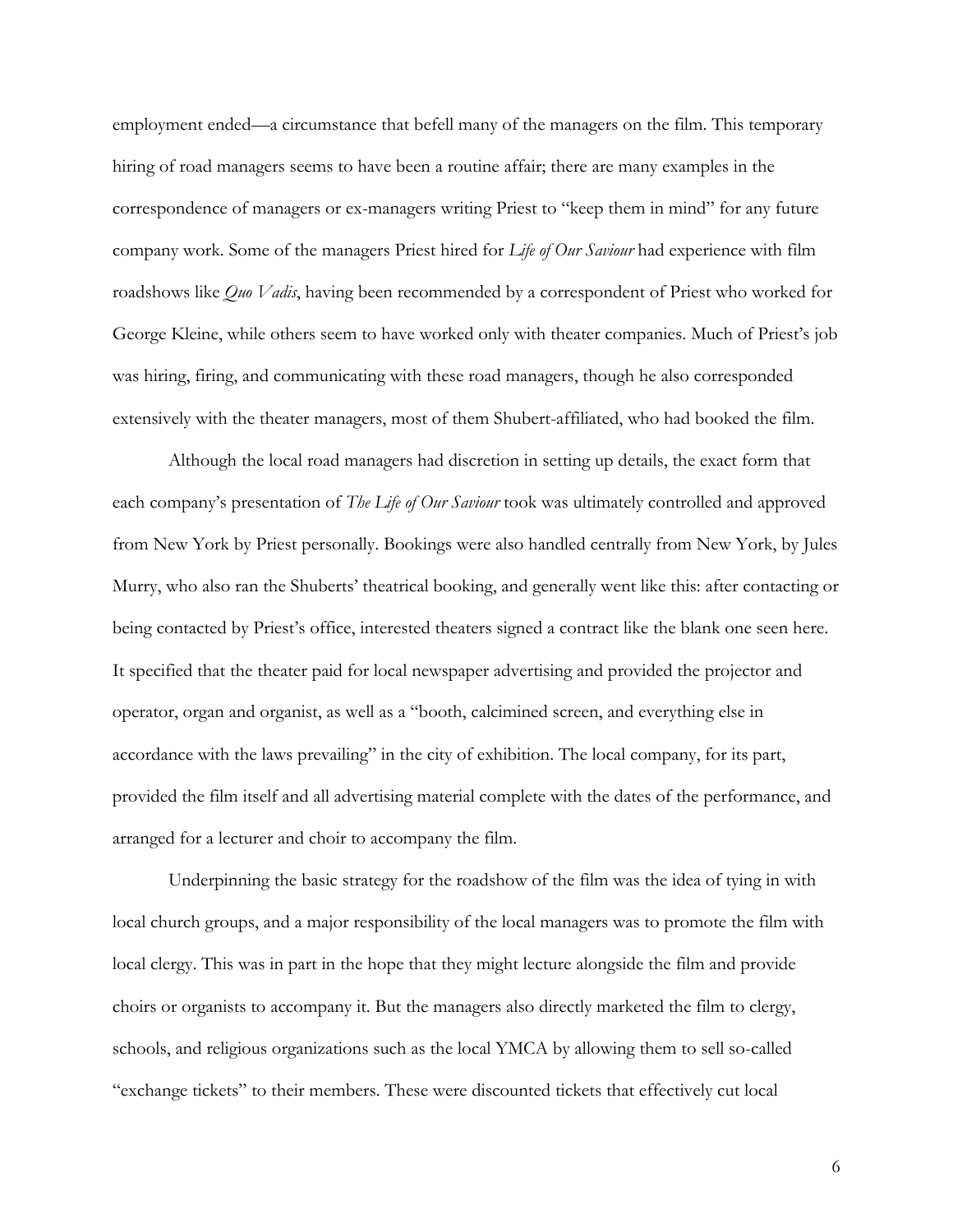employment ended—a circumstance that befell many of the managers on the film. This temporary hiring of road managers seems to have been a routine affair; there are many examples in the correspondence of managers or ex-managers writing Priest to "keep them in mind" for any future company work. Some of the managers Priest hired for *Life of Our Saviour* had experience with film roadshows like *Quo Vadis*, having been recommended by a correspondent of Priest who worked for George Kleine, while others seem to have worked only with theater companies. Much of Priest's job was hiring, firing, and communicating with these road managers, though he also corresponded extensively with the theater managers, most of them Shubert-affiliated, who had booked the film.

Although the local road managers had discretion in setting up details, the exact form that each company's presentation of *The Life of Our Saviour* took was ultimately controlled and approved from New York by Priest personally. Bookings were also handled centrally from New York, by Jules Murry, who also ran the Shuberts' theatrical booking, and generally went like this: after contacting or being contacted by Priest's office, interested theaters signed a contract like the blank one seen here. It specified that the theater paid for local newspaper advertising and provided the projector and operator, organ and organist, as well as a "booth, calcimined screen, and everything else in accordance with the laws prevailing" in the city of exhibition. The local company, for its part, provided the film itself and all advertising material complete with the dates of the performance, and arranged for a lecturer and choir to accompany the film.

Underpinning the basic strategy for the roadshow of the film was the idea of tying in with local church groups, and a major responsibility of the local managers was to promote the film with local clergy. This was in part in the hope that they might lecture alongside the film and provide choirs or organists to accompany it. But the managers also directly marketed the film to clergy, schools, and religious organizations such as the local YMCA by allowing them to sell so-called "exchange tickets" to their members. These were discounted tickets that effectively cut local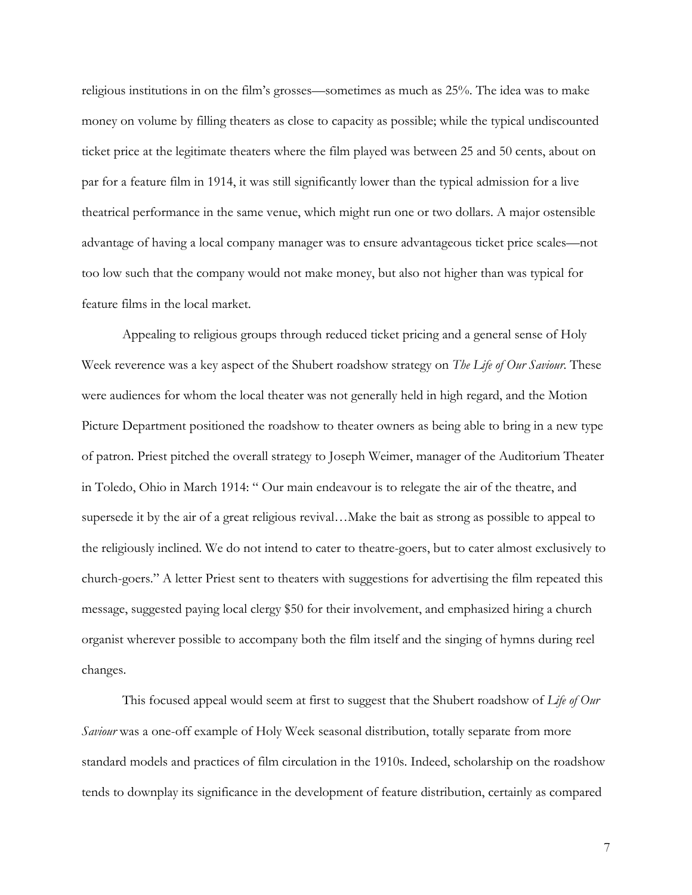religious institutions in on the film's grosses—sometimes as much as 25%. The idea was to make money on volume by filling theaters as close to capacity as possible; while the typical undiscounted ticket price at the legitimate theaters where the film played was between 25 and 50 cents, about on par for a feature film in 1914, it was still significantly lower than the typical admission for a live theatrical performance in the same venue, which might run one or two dollars. A major ostensible advantage of having a local company manager was to ensure advantageous ticket price scales—not too low such that the company would not make money, but also not higher than was typical for feature films in the local market.

Appealing to religious groups through reduced ticket pricing and a general sense of Holy Week reverence was a key aspect of the Shubert roadshow strategy on *The Life of Our Saviour*. These were audiences for whom the local theater was not generally held in high regard, and the Motion Picture Department positioned the roadshow to theater owners as being able to bring in a new type of patron. Priest pitched the overall strategy to Joseph Weimer, manager of the Auditorium Theater in Toledo, Ohio in March 1914: " Our main endeavour is to relegate the air of the theatre, and supersede it by the air of a great religious revival…Make the bait as strong as possible to appeal to the religiously inclined. We do not intend to cater to theatre-goers, but to cater almost exclusively to church-goers." A letter Priest sent to theaters with suggestions for advertising the film repeated this message, suggested paying local clergy $50 for their involvement, and emphasized hiring a church organist wherever possible to accompany both the film itself and the singing of hymns during reel changes.

This focused appeal would seem at first to suggest that the Shubert roadshow of *Life of Our Saviour* was a one-off example of Holy Week seasonal distribution, totally separate from more standard models and practices of film circulation in the 1910s. Indeed, scholarship on the roadshow tends to downplay its significance in the development of feature distribution, certainly as compared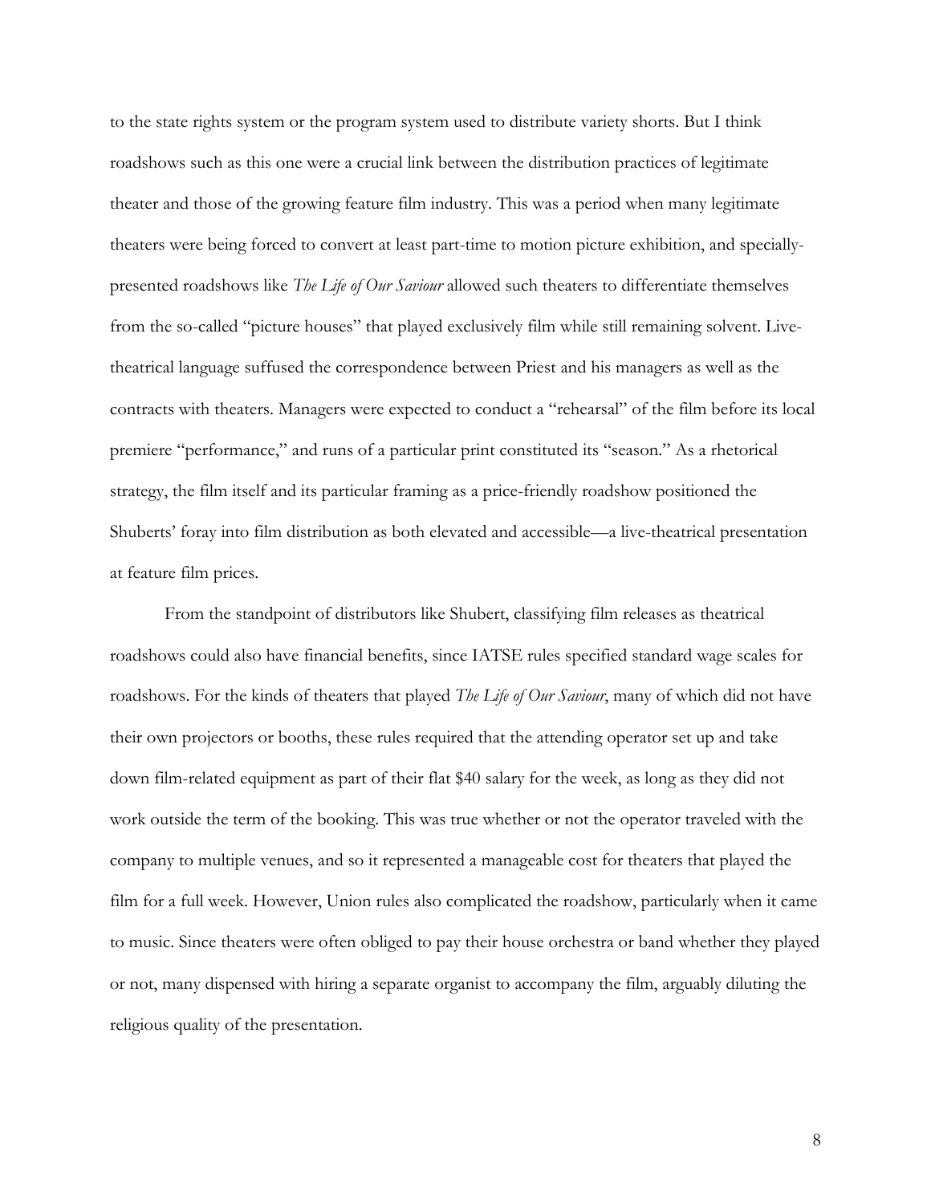to the state rights system or the program system used to distribute variety shorts. But I think roadshows such as this one were a crucial link between the distribution practices of legitimate theater and those of the growing feature film industry. This was a period when many legitimate theaters were being forced to convert at least part-time to motion picture exhibition, and specially-presented roadshows like *The Life of Our Saviour* allowed such theaters to differentiate themselves from the so-called "picture houses" that played exclusively film while still remaining solvent. Live-theatrical language suffused the correspondence between Priest and his managers as well as the contracts with theaters. Managers were expected to conduct a "rehearsal" of the film before its local premiere "performance," and runs of a particular print constituted its "season." As a rhetorical strategy, the film itself and its particular framing as a price-friendly roadshow positioned the Shuberts' foray into film distribution as both elevated and accessible—a live-theatrical presentation at feature film prices.

From the standpoint of distributors like Shubert, classifying film releases as theatrical roadshows could also have financial benefits, since IATSE rules specified standard wage scales for roadshows. For the kinds of theaters that played *The Life of Our Saviour*, many of which did not have their own projectors or booths, these rules required that the attending operator set up and take down film-related equipment as part of their flat $40 salary for the week, as long as they did not work outside the term of the booking. This was true whether or not the operator traveled with the company to multiple venues, and so it represented a manageable cost for theaters that played the film for a full week. However, Union rules also complicated the roadshow, particularly when it came to music. Since theaters were often obliged to pay their house orchestra or band whether they played or not, many dispensed with hiring a separate organist to accompany the film, arguably diluting the religious quality of the presentation.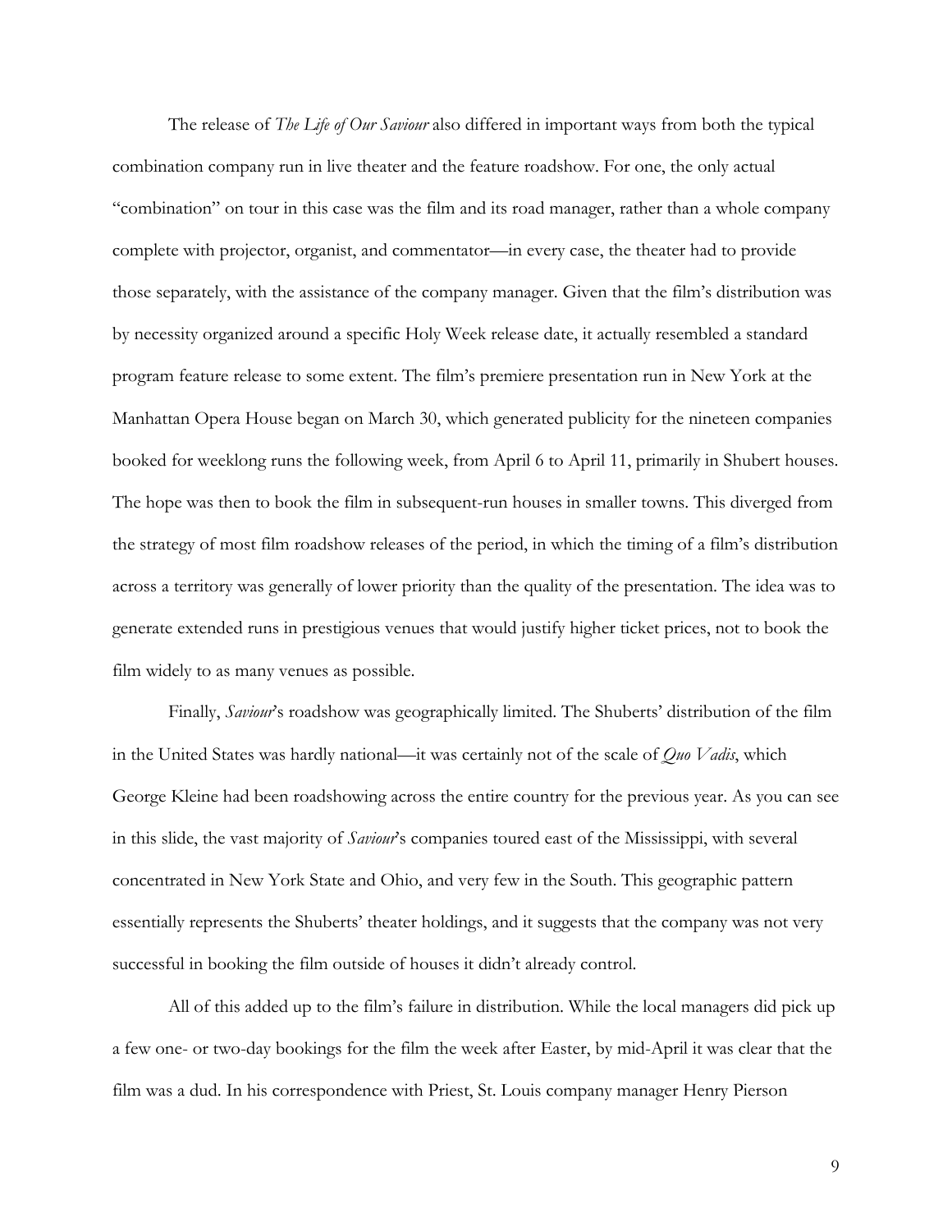The release of *The Life of Our Saviour* also differed in important ways from both the typical combination company run in live theater and the feature roadshow. For one, the only actual "combination" on tour in this case was the film and its road manager, rather than a whole company complete with projector, organist, and commentator—in every case, the theater had to provide those separately, with the assistance of the company manager. Given that the film's distribution was by necessity organized around a specific Holy Week release date, it actually resembled a standard program feature release to some extent. The film's premiere presentation run in New York at the Manhattan Opera House began on March 30, which generated publicity for the nineteen companies booked for weeklong runs the following week, from April 6 to April 11, primarily in Shubert houses. The hope was then to book the film in subsequent-run houses in smaller towns. This diverged from the strategy of most film roadshow releases of the period, in which the timing of a film's distribution across a territory was generally of lower priority than the quality of the presentation. The idea was to generate extended runs in prestigious venues that would justify higher ticket prices, not to book the film widely to as many venues as possible.

Finally, *Saviour*'s roadshow was geographically limited. The Shuberts' distribution of the film in the United States was hardly national—it was certainly not of the scale of *Quo Vadis*, which George Kleine had been roadshowing across the entire country for the previous year. As you can see in this slide, the vast majority of *Saviour*'s companies toured east of the Mississippi, with several concentrated in New York State and Ohio, and very few in the South. This geographic pattern essentially represents the Shuberts' theater holdings, and it suggests that the company was not very successful in booking the film outside of houses it didn't already control.

All of this added up to the film's failure in distribution. While the local managers did pick up a few one- or two-day bookings for the film the week after Easter, by mid-April it was clear that the film was a dud. In his correspondence with Priest, St. Louis company manager Henry Pierson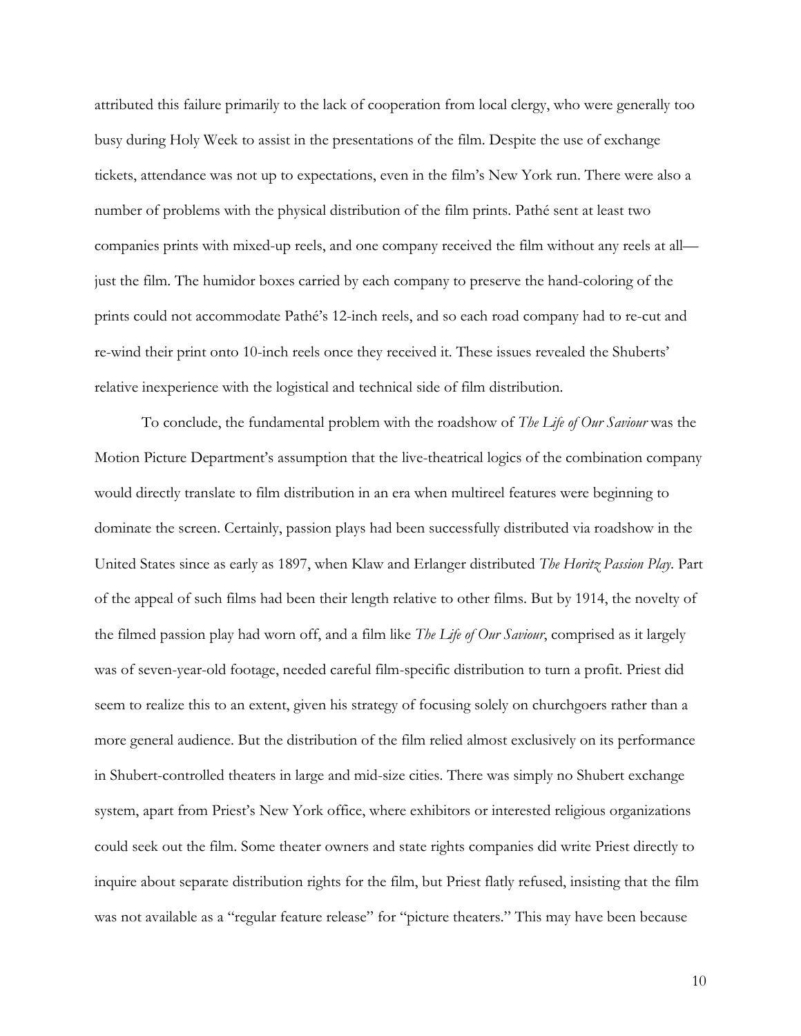attributed this failure primarily to the lack of cooperation from local clergy, who were generally too busy during Holy Week to assist in the presentations of the film. Despite the use of exchange tickets, attendance was not up to expectations, even in the film's New York run. There were also a number of problems with the physical distribution of the film prints. Pathé sent at least two companies prints with mixed-up reels, and one company received the film without any reels at all—just the film. The humidor boxes carried by each company to preserve the hand-coloring of the prints could not accommodate Pathé's 12-inch reels, and so each road company had to re-cut and re-wind their print onto 10-inch reels once they received it. These issues revealed the Shuberts' relative inexperience with the logistical and technical side of film distribution.

To conclude, the fundamental problem with the roadshow of *The Life of Our Saviour* was the Motion Picture Department's assumption that the live-theatrical logics of the combination company would directly translate to film distribution in an era when multireel features were beginning to dominate the screen. Certainly, passion plays had been successfully distributed via roadshow in the United States since as early as 1897, when Klaw and Erlanger distributed *The Horitz Passion Play*. Part of the appeal of such films had been their length relative to other films. But by 1914, the novelty of the filmed passion play had worn off, and a film like *The Life of Our Saviour*, comprised as it largely was of seven-year-old footage, needed careful film-specific distribution to turn a profit. Priest did seem to realize this to an extent, given his strategy of focusing solely on churchgoers rather than a more general audience. But the distribution of the film relied almost exclusively on its performance in Shubert-controlled theaters in large and mid-size cities. There was simply no Shubert exchange system, apart from Priest's New York office, where exhibitors or interested religious organizations could seek out the film. Some theater owners and state rights companies did write Priest directly to inquire about separate distribution rights for the film, but Priest flatly refused, insisting that the film was not available as a "regular feature release" for "picture theaters." This may have been because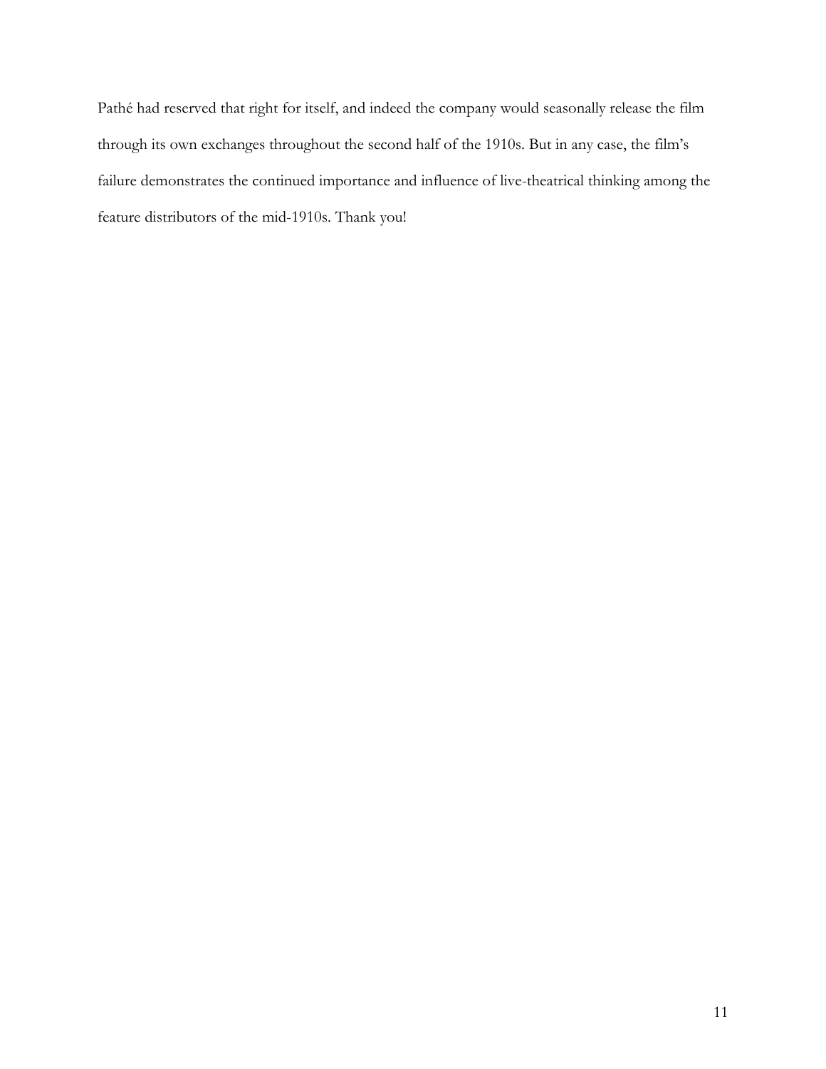Pathé had reserved that right for itself, and indeed the company would seasonally release the film through its own exchanges throughout the second half of the 1910s. But in any case, the film's failure demonstrates the continued importance and influence of live-theatrical thinking among the feature distributors of the mid-1910s. Thank you!